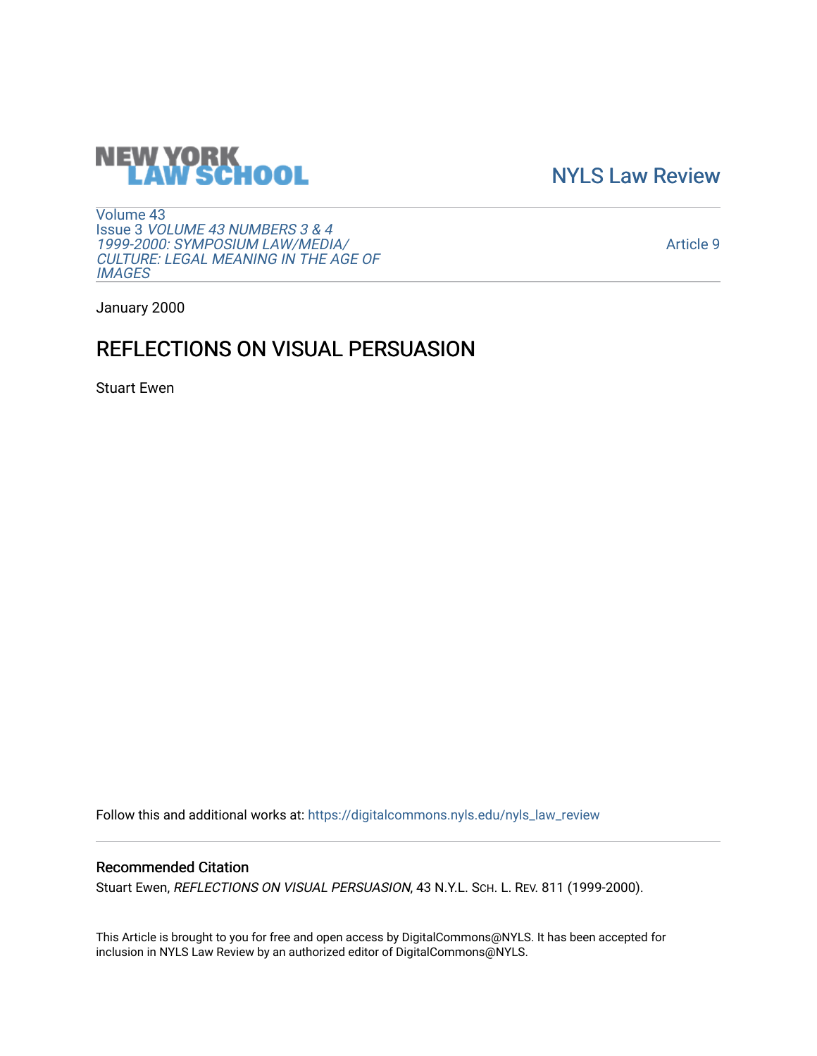NEW YORK LAW SCHOOL

NYLS Law Review

Volume 43
Issue 3 *VOLUME 43 NUMBERS 3 & 4 1999-2000: SYMPOSIUM LAW/MEDIA/ CULTURE: LEGAL MEANING IN THE AGE OF IMAGES*

Article 9

January 2000

# REFLECTIONS ON VISUAL PERSUASION

Stuart Ewen

Follow this and additional works at: https://digitalcommons.nyls.edu/nyls_law_review

## Recommended Citation

Stuart Ewen, *REFLECTIONS ON VISUAL PERSUASION*, 43 N.Y.L. Sch. L. Rev. 811 (1999-2000).

This Article is brought to you for free and open access by DigitalCommons@NYLS. It has been accepted for inclusion in NYLS Law Review by an authorized editor of DigitalCommons@NYLS.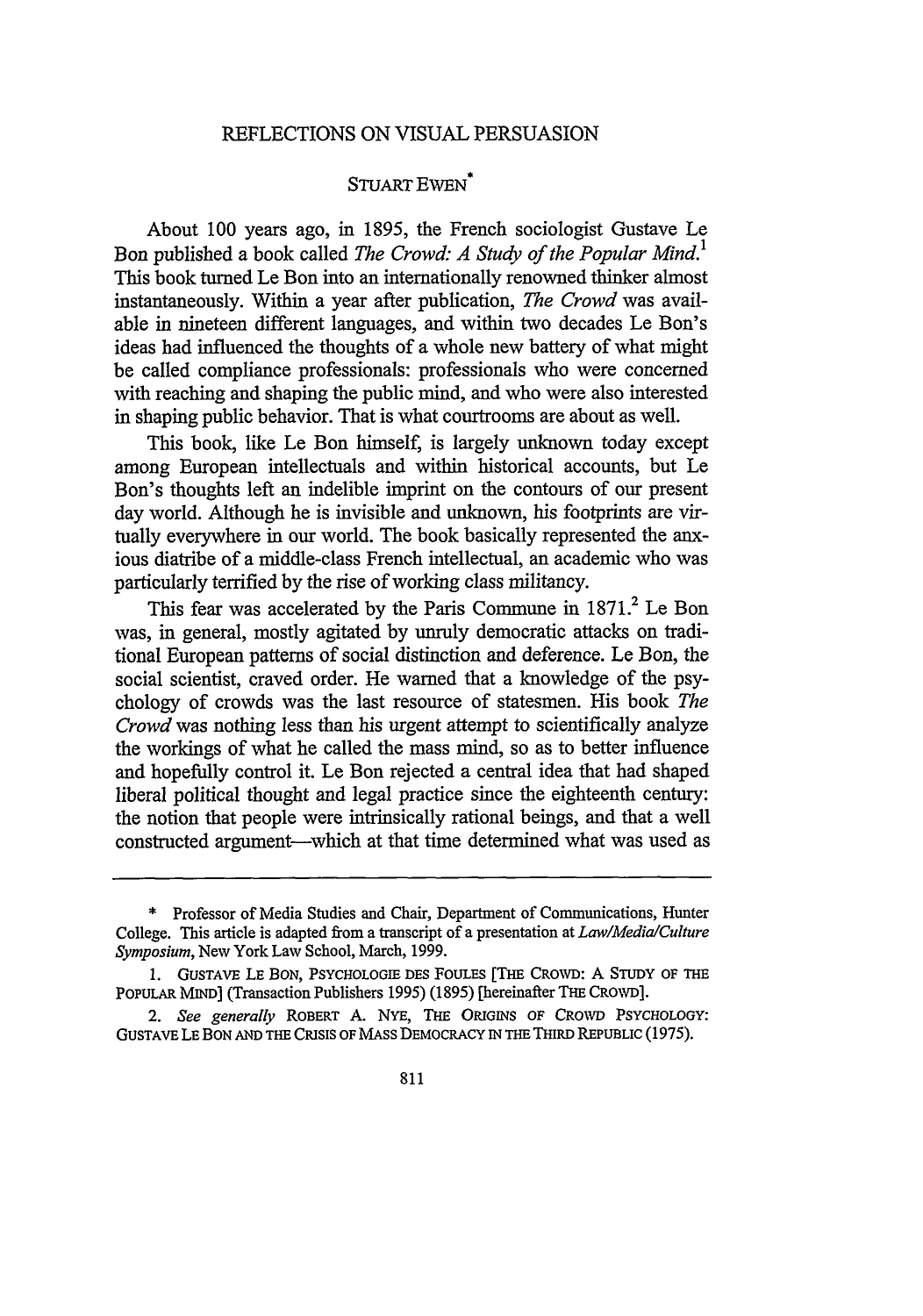# REFLECTIONS ON VISUAL PERSUASION

STUART EWEN*

About 100 years ago, in 1895, the French sociologist Gustave Le Bon published a book called *The Crowd: A Study of the Popular Mind.*[1] This book turned Le Bon into an internationally renowned thinker almost instantaneously. Within a year after publication, *The Crowd* was available in nineteen different languages, and within two decades Le Bon's ideas had influenced the thoughts of a whole new battery of what might be called compliance professionals: professionals who were concerned with reaching and shaping the public mind, and who were also interested in shaping public behavior. That is what courtrooms are about as well.

This book, like Le Bon himself, is largely unknown today except among European intellectuals and within historical accounts, but Le Bon's thoughts left an indelible imprint on the contours of our present day world. Although he is invisible and unknown, his footprints are virtually everywhere in our world. The book basically represented the anxious diatribe of a middle-class French intellectual, an academic who was particularly terrified by the rise of working class militancy.

This fear was accelerated by the Paris Commune in 1871.[2] Le Bon was, in general, mostly agitated by unruly democratic attacks on traditional European patterns of social distinction and deference. Le Bon, the social scientist, craved order. He warned that a knowledge of the psychology of crowds was the last resource of statesmen. His book *The Crowd* was nothing less than his urgent attempt to scientifically analyze the workings of what he called the mass mind, so as to better influence and hopefully control it. Le Bon rejected a central idea that had shaped liberal political thought and legal practice since the eighteenth century: the notion that people were intrinsically rational beings, and that a well constructed argument—which at that time determined what was used as

---

\* Professor of Media Studies and Chair, Department of Communications, Hunter College. This article is adapted from a transcript of a presentation at *Law/Media/Culture Symposium*, New York Law School, March, 1999.

1. GUSTAVE LE BON, PSYCHOLOGIE DES FOULES [THE CROWD: A STUDY OF THE POPULAR MIND] (Transaction Publishers 1995) (1895) [hereinafter THE CROWD].

2. *See generally* ROBERT A. NYE, THE ORIGINS OF CROWD PSYCHOLOGY: GUSTAVE LE BON AND THE CRISIS OF MASS DEMOCRACY IN THE THIRD REPUBLIC (1975).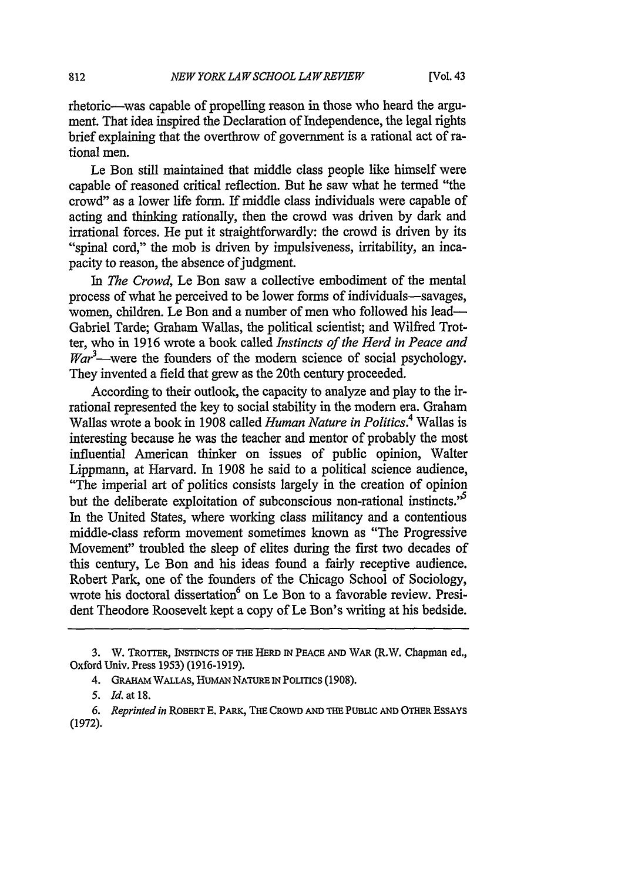rhetoric—was capable of propelling reason in those who heard the argument. That idea inspired the Declaration of Independence, the legal rights brief explaining that the overthrow of government is a rational act of rational men.

Le Bon still maintained that middle class people like himself were capable of reasoned critical reflection. But he saw what he termed "the crowd" as a lower life form. If middle class individuals were capable of acting and thinking rationally, then the crowd was driven by dark and irrational forces. He put it straightforwardly: the crowd is driven by its "spinal cord," the mob is driven by impulsiveness, irritability, an incapacity to reason, the absence of judgment.

In *The Crowd*, Le Bon saw a collective embodiment of the mental process of what he perceived to be lower forms of individuals—savages, women, children. Le Bon and a number of men who followed his lead—Gabriel Tarde; Graham Wallas, the political scientist; and Wilfred Trotter, who in 1916 wrote a book called *Instincts of the Herd in Peace and War*[3]—were the founders of the modern science of social psychology. They invented a field that grew as the 20th century proceeded.

According to their outlook, the capacity to analyze and play to the irrational represented the key to social stability in the modern era. Graham Wallas wrote a book in 1908 called *Human Nature in Politics*.[4] Wallas is interesting because he was the teacher and mentor of probably the most influential American thinker on issues of public opinion, Walter Lippmann, at Harvard. In 1908 he said to a political science audience, "The imperial art of politics consists largely in the creation of opinion but the deliberate exploitation of subconscious non-rational instincts."[5] In the United States, where working class militancy and a contentious middle-class reform movement sometimes known as "The Progressive Movement" troubled the sleep of elites during the first two decades of this century, Le Bon and his ideas found a fairly receptive audience. Robert Park, one of the founders of the Chicago School of Sociology, wrote his doctoral dissertation[6] on Le Bon to a favorable review. President Theodore Roosevelt kept a copy of Le Bon's writing at his bedside.

---

3. W. TROTTER, INSTINCTS OF THE HERD IN PEACE AND WAR (R.W. Chapman ed., Oxford Univ. Press 1953) (1916-1919).

4. GRAHAM WALLAS, HUMAN NATURE IN POLITICS (1908).

5. *Id.* at 18.

6. *Reprinted in* ROBERT E. PARK, THE CROWD AND THE PUBLIC AND OTHER ESSAYS (1972).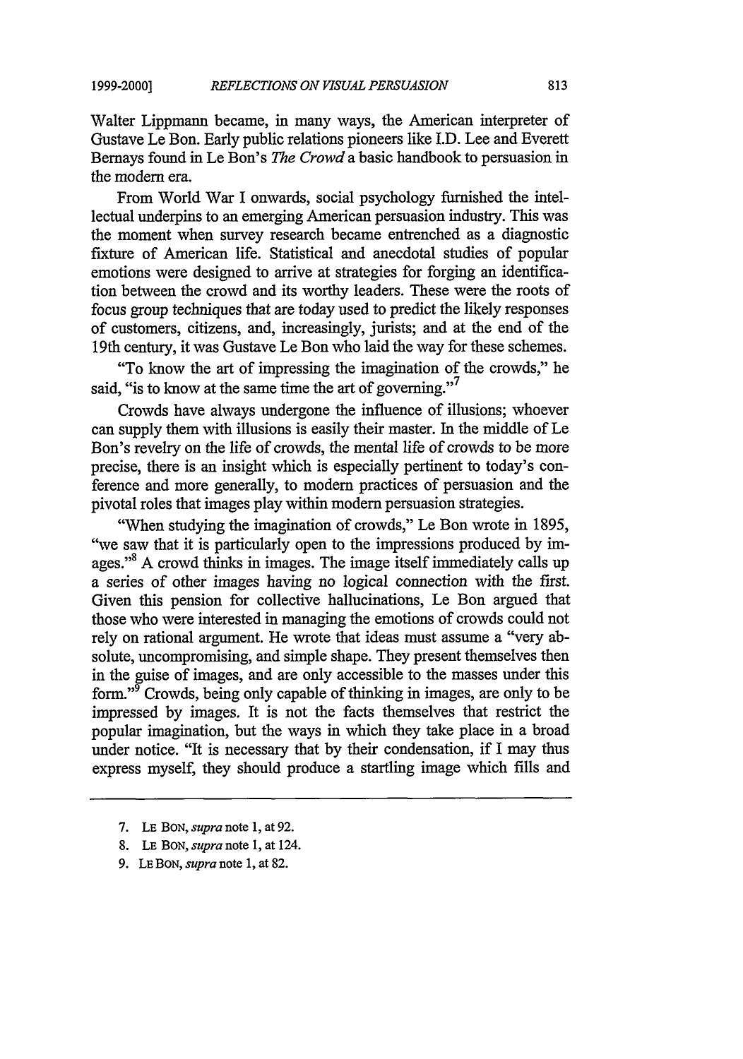Walter Lippmann became, in many ways, the American interpreter of Gustave Le Bon. Early public relations pioneers like I.D. Lee and Everett Bernays found in Le Bon's *The Crowd* a basic handbook to persuasion in the modern era.

From World War I onwards, social psychology furnished the intellectual underpins to an emerging American persuasion industry. This was the moment when survey research became entrenched as a diagnostic fixture of American life. Statistical and anecdotal studies of popular emotions were designed to arrive at strategies for forging an identification between the crowd and its worthy leaders. These were the roots of focus group techniques that are today used to predict the likely responses of customers, citizens, and, increasingly, jurists; and at the end of the 19th century, it was Gustave Le Bon who laid the way for these schemes.

"To know the art of impressing the imagination of the crowds," he said, "is to know at the same time the art of governing."[7]

Crowds have always undergone the influence of illusions; whoever can supply them with illusions is easily their master. In the middle of Le Bon's revelry on the life of crowds, the mental life of crowds to be more precise, there is an insight which is especially pertinent to today's conference and more generally, to modern practices of persuasion and the pivotal roles that images play within modern persuasion strategies.

"When studying the imagination of crowds," Le Bon wrote in 1895, "we saw that it is particularly open to the impressions produced by images."[8] A crowd thinks in images. The image itself immediately calls up a series of other images having no logical connection with the first. Given this pension for collective hallucinations, Le Bon argued that those who were interested in managing the emotions of crowds could not rely on rational argument. He wrote that ideas must assume a "very absolute, uncompromising, and simple shape. They present themselves then in the guise of images, and are only accessible to the masses under this form."[9] Crowds, being only capable of thinking in images, are only to be impressed by images. It is not the facts themselves that restrict the popular imagination, but the ways in which they take place in a broad under notice. "It is necessary that by their condensation, if I may thus express myself, they should produce a startling image which fills and

---

7. LE BON, *supra* note 1, at 92.

8. LE BON, *supra* note 1, at 124.

9. LE BON, *supra* note 1, at 82.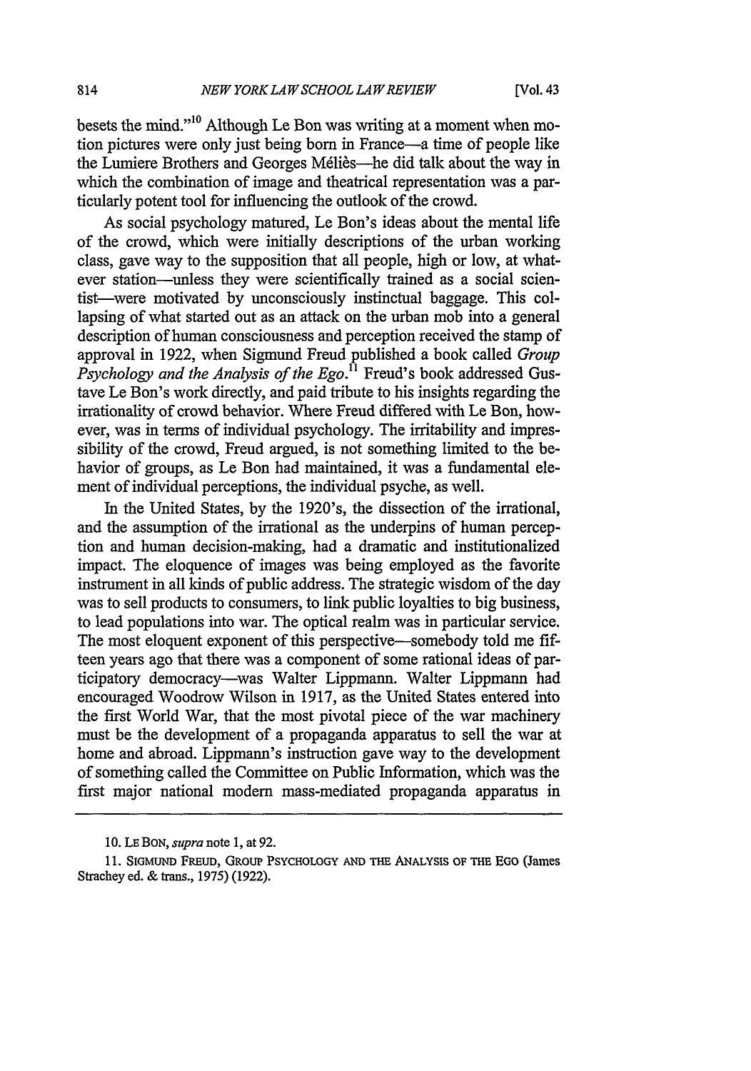besets the mind."[10] Although Le Bon was writing at a moment when motion pictures were only just being born in France—a time of people like the Lumiere Brothers and Georges Méliès—he did talk about the way in which the combination of image and theatrical representation was a particularly potent tool for influencing the outlook of the crowd.

As social psychology matured, Le Bon's ideas about the mental life of the crowd, which were initially descriptions of the urban working class, gave way to the supposition that all people, high or low, at whatever station—unless they were scientifically trained as a social scientist—were motivated by unconsciously instinctual baggage. This collapsing of what started out as an attack on the urban mob into a general description of human consciousness and perception received the stamp of approval in 1922, when Sigmund Freud published a book called *Group Psychology and the Analysis of the Ego*.[11] Freud's book addressed Gustave Le Bon's work directly, and paid tribute to his insights regarding the irrationality of crowd behavior. Where Freud differed with Le Bon, however, was in terms of individual psychology. The irritability and impressibility of the crowd, Freud argued, is not something limited to the behavior of groups, as Le Bon had maintained, it was a fundamental element of individual perceptions, the individual psyche, as well.

In the United States, by the 1920's, the dissection of the irrational, and the assumption of the irrational as the underpins of human perception and human decision-making, had a dramatic and institutionalized impact. The eloquence of images was being employed as the favorite instrument in all kinds of public address. The strategic wisdom of the day was to sell products to consumers, to link public loyalties to big business, to lead populations into war. The optical realm was in particular service. The most eloquent exponent of this perspective—somebody told me fifteen years ago that there was a component of some rational ideas of participatory democracy—was Walter Lippmann. Walter Lippmann had encouraged Woodrow Wilson in 1917, as the United States entered into the first World War, that the most pivotal piece of the war machinery must be the development of a propaganda apparatus to sell the war at home and abroad. Lippmann's instruction gave way to the development of something called the Committee on Public Information, which was the first major national modern mass-mediated propaganda apparatus in

---

10. LE BON, *supra* note 1, at 92.

11. SIGMUND FREUD, GROUP PSYCHOLOGY AND THE ANALYSIS OF THE EGO (James Strachey ed. & trans., 1975) (1922).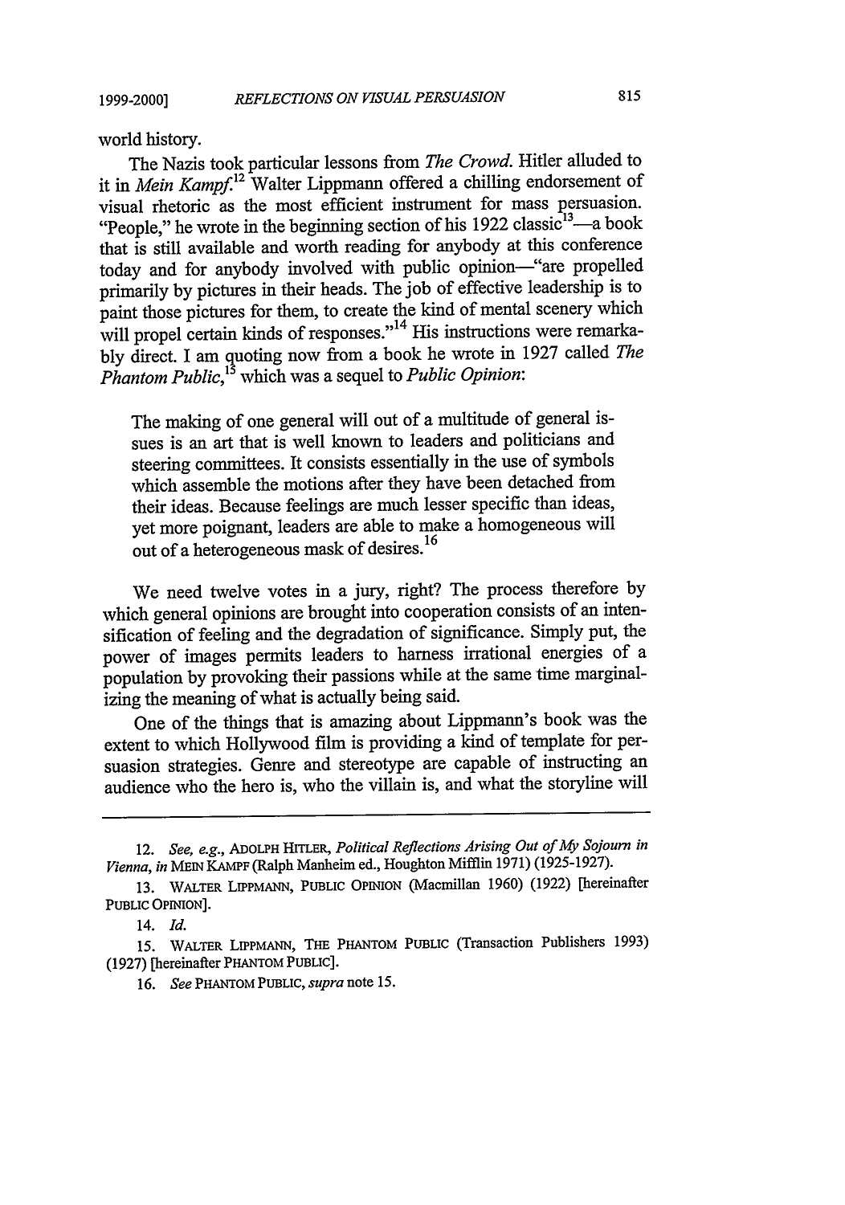world history.

The Nazis took particular lessons from *The Crowd*. Hitler alluded to it in *Mein Kampf*.[12] Walter Lippmann offered a chilling endorsement of visual rhetoric as the most efficient instrument for mass persuasion. "People," he wrote in the beginning section of his 1922 classic[13]—a book that is still available and worth reading for anybody at this conference today and for anybody involved with public opinion—"are propelled primarily by pictures in their heads. The job of effective leadership is to paint those pictures for them, to create the kind of mental scenery which will propel certain kinds of responses."[14] His instructions were remarkably direct. I am quoting now from a book he wrote in 1927 called *The Phantom Public*,[15] which was a sequel to *Public Opinion*:

> The making of one general will out of a multitude of general issues is an art that is well known to leaders and politicians and steering committees. It consists essentially in the use of symbols which assemble the motions after they have been detached from their ideas. Because feelings are much lesser specific than ideas, yet more poignant, leaders are able to make a homogeneous will out of a heterogeneous mask of desires.[16]

We need twelve votes in a jury, right? The process therefore by which general opinions are brought into cooperation consists of an intensification of feeling and the degradation of significance. Simply put, the power of images permits leaders to harness irrational energies of a population by provoking their passions while at the same time marginalizing the meaning of what is actually being said.

One of the things that is amazing about Lippmann's book was the extent to which Hollywood film is providing a kind of template for persuasion strategies. Genre and stereotype are capable of instructing an audience who the hero is, who the villain is, and what the storyline will

---

12. *See, e.g.*, ADOLPH HITLER, *Political Reflections Arising Out of My Sojourn in Vienna*, *in* MEIN KAMPF (Ralph Manheim ed., Houghton Mifflin 1971) (1925-1927).

13. WALTER LIPPMANN, PUBLIC OPINION (Macmillan 1960) (1922) [hereinafter PUBLIC OPINION].

14. *Id.*

15. WALTER LIPPMANN, THE PHANTOM PUBLIC (Transaction Publishers 1993) (1927) [hereinafter PHANTOM PUBLIC].

16. *See* PHANTOM PUBLIC, *supra* note 15.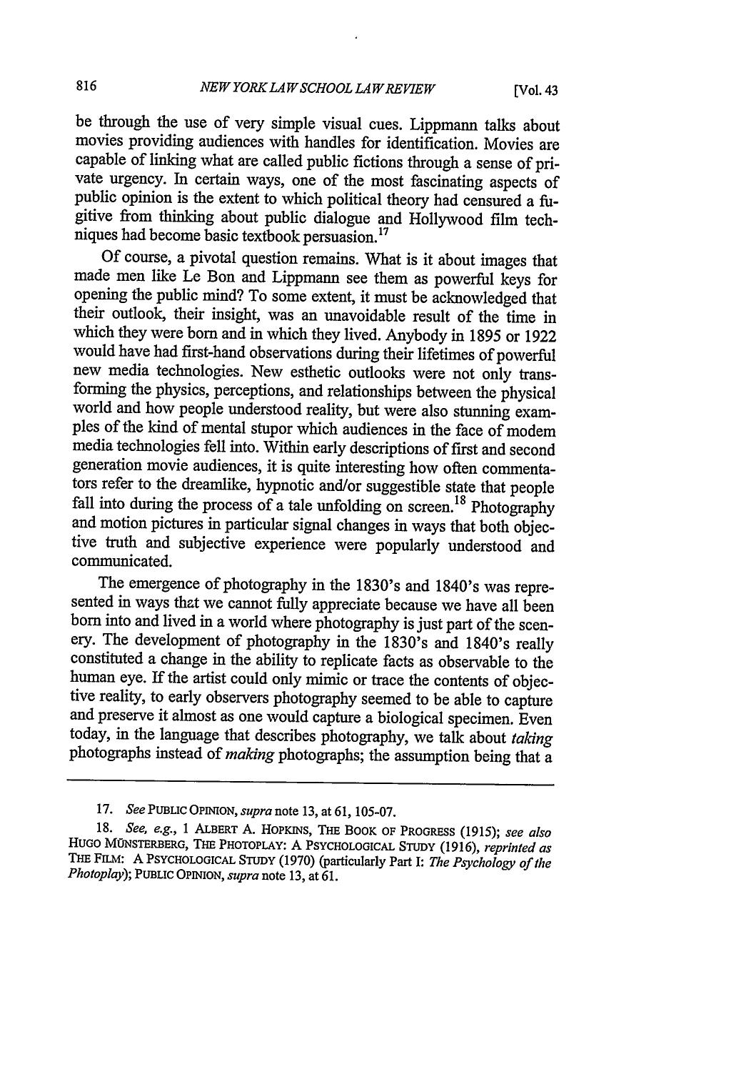be through the use of very simple visual cues. Lippmann talks about movies providing audiences with handles for identification. Movies are capable of linking what are called public fictions through a sense of private urgency. In certain ways, one of the most fascinating aspects of public opinion is the extent to which political theory had censured a fugitive from thinking about public dialogue and Hollywood film techniques had become basic textbook persuasion.[17]

Of course, a pivotal question remains. What is it about images that made men like Le Bon and Lippmann see them as powerful keys for opening the public mind? To some extent, it must be acknowledged that their outlook, their insight, was an unavoidable result of the time in which they were born and in which they lived. Anybody in 1895 or 1922 would have had first-hand observations during their lifetimes of powerful new media technologies. New esthetic outlooks were not only transforming the physics, perceptions, and relationships between the physical world and how people understood reality, but were also stunning examples of the kind of mental stupor which audiences in the face of modem media technologies fell into. Within early descriptions of first and second generation movie audiences, it is quite interesting how often commentators refer to the dreamlike, hypnotic and/or suggestible state that people fall into during the process of a tale unfolding on screen.[18] Photography and motion pictures in particular signal changes in ways that both objective truth and subjective experience were popularly understood and communicated.

The emergence of photography in the 1830's and 1840's was represented in ways that we cannot fully appreciate because we have all been born into and lived in a world where photography is just part of the scenery. The development of photography in the 1830's and 1840's really constituted a change in the ability to replicate facts as observable to the human eye. If the artist could only mimic or trace the contents of objective reality, to early observers photography seemed to be able to capture and preserve it almost as one would capture a biological specimen. Even today, in the language that describes photography, we talk about *taking* photographs instead of *making* photographs; the assumption being that a

---

17. *See* PUBLIC OPINION, *supra* note 13, at 61, 105-07.

18. *See, e.g.*, 1 ALBERT A. HOPKINS, THE BOOK OF PROGRESS (1915); *see also* HUGO MÜNSTERBERG, THE PHOTOPLAY: A PSYCHOLOGICAL STUDY (1916), *reprinted as* THE FILM: A PSYCHOLOGICAL STUDY (1970) (particularly Part I: *The Psychology of the Photoplay*); PUBLIC OPINION, *supra* note 13, at 61.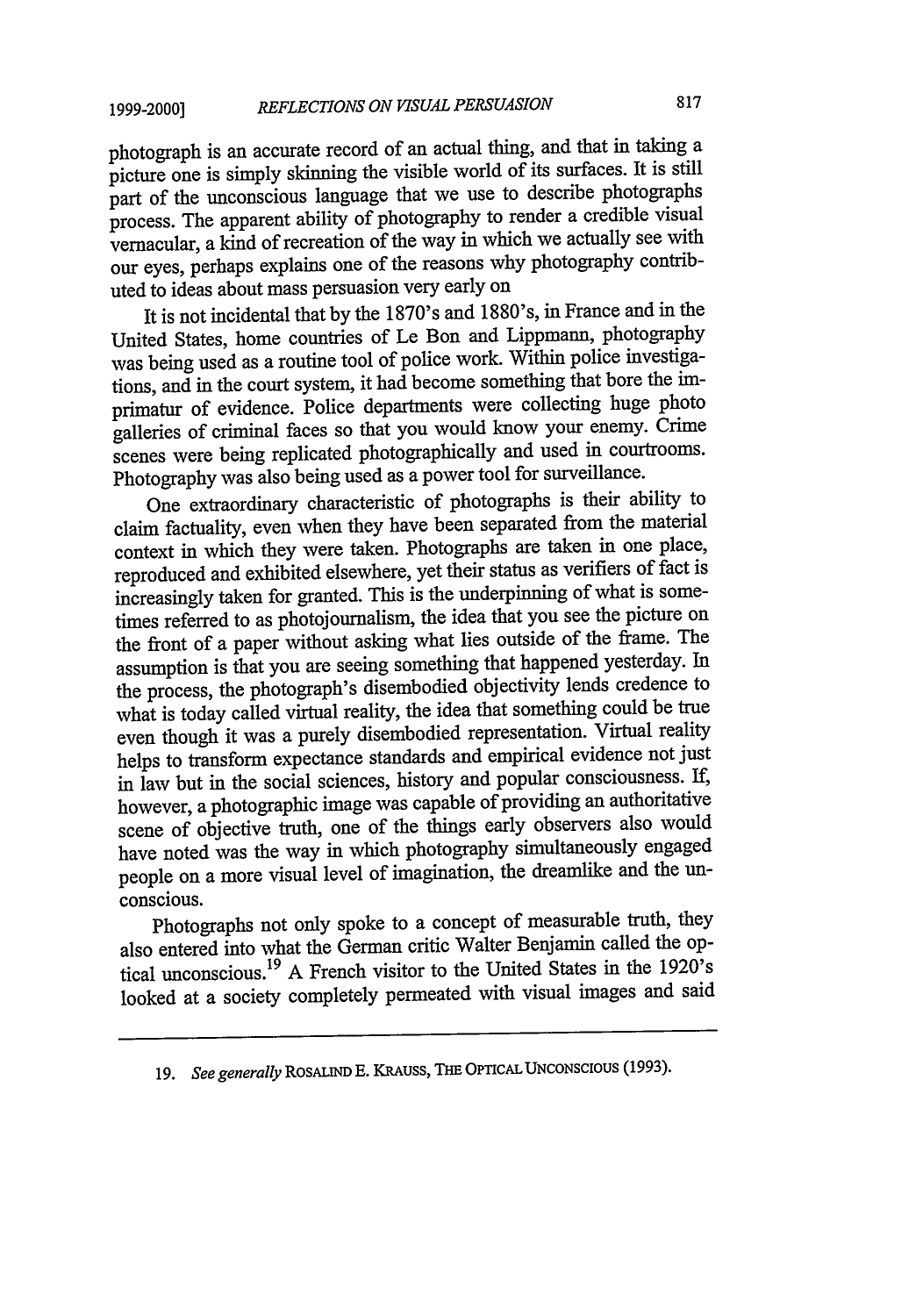photograph is an accurate record of an actual thing, and that in taking a picture one is simply skinning the visible world of its surfaces. It is still part of the unconscious language that we use to describe photographs process. The apparent ability of photography to render a credible visual vernacular, a kind of recreation of the way in which we actually see with our eyes, perhaps explains one of the reasons why photography contributed to ideas about mass persuasion very early on

It is not incidental that by the 1870's and 1880's, in France and in the United States, home countries of Le Bon and Lippmann, photography was being used as a routine tool of police work. Within police investigations, and in the court system, it had become something that bore the imprimatur of evidence. Police departments were collecting huge photo galleries of criminal faces so that you would know your enemy. Crime scenes were being replicated photographically and used in courtrooms. Photography was also being used as a power tool for surveillance.

One extraordinary characteristic of photographs is their ability to claim factuality, even when they have been separated from the material context in which they were taken. Photographs are taken in one place, reproduced and exhibited elsewhere, yet their status as verifiers of fact is increasingly taken for granted. This is the underpinning of what is sometimes referred to as photojournalism, the idea that you see the picture on the front of a paper without asking what lies outside of the frame. The assumption is that you are seeing something that happened yesterday. In the process, the photograph's disembodied objectivity lends credence to what is today called virtual reality, the idea that something could be true even though it was a purely disembodied representation. Virtual reality helps to transform expectance standards and empirical evidence not just in law but in the social sciences, history and popular consciousness. If, however, a photographic image was capable of providing an authoritative scene of objective truth, one of the things early observers also would have noted was the way in which photography simultaneously engaged people on a more visual level of imagination, the dreamlike and the unconscious.

Photographs not only spoke to a concept of measurable truth, they also entered into what the German critic Walter Benjamin called the optical unconscious.[19] A French visitor to the United States in the 1920's looked at a society completely permeated with visual images and said

---

19. *See generally* ROSALIND E. KRAUSS, THE OPTICAL UNCONSCIOUS (1993).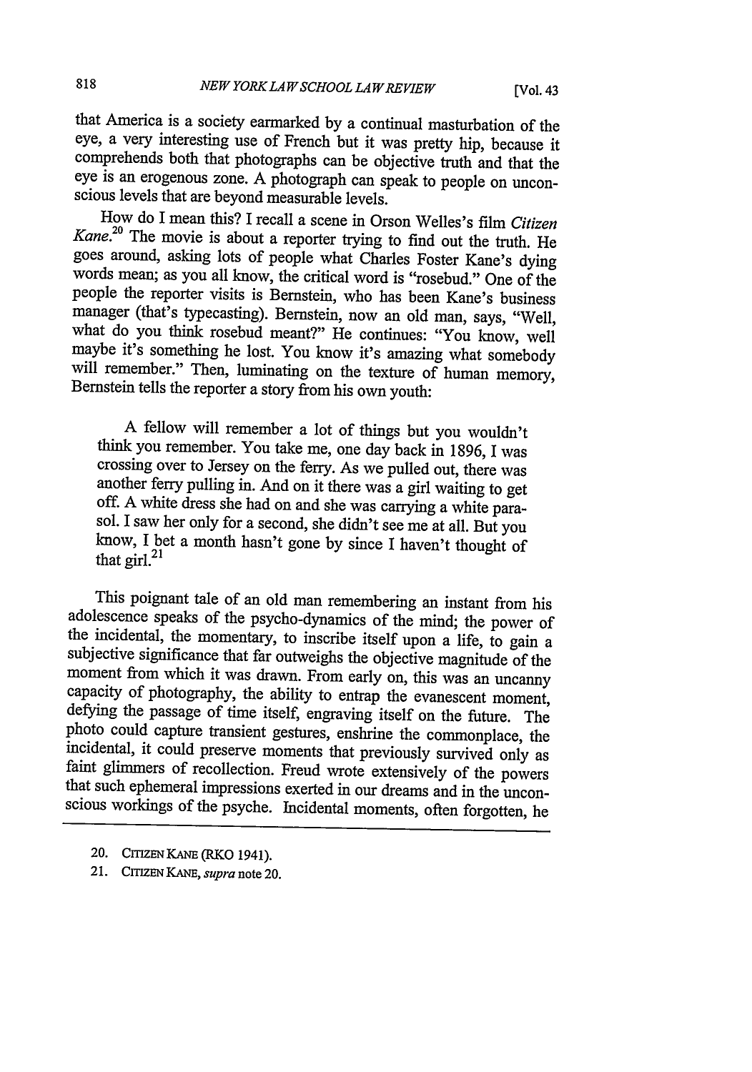that America is a society earmarked by a continual masturbation of the eye, a very interesting use of French but it was pretty hip, because it comprehends both that photographs can be objective truth and that the eye is an erogenous zone. A photograph can speak to people on unconscious levels that are beyond measurable levels.

How do I mean this? I recall a scene in Orson Welles's film *Citizen Kane*.[20] The movie is about a reporter trying to find out the truth. He goes around, asking lots of people what Charles Foster Kane's dying words mean; as you all know, the critical word is "rosebud." One of the people the reporter visits is Bernstein, who has been Kane's business manager (that's typecasting). Bernstein, now an old man, says, "Well, what do you think rosebud meant?" He continues: "You know, well maybe it's something he lost. You know it's amazing what somebody will remember." Then, luminating on the texture of human memory, Bernstein tells the reporter a story from his own youth:

> A fellow will remember a lot of things but you wouldn't think you remember. You take me, one day back in 1896, I was crossing over to Jersey on the ferry. As we pulled out, there was another ferry pulling in. And on it there was a girl waiting to get off. A white dress she had on and she was carrying a white parasol. I saw her only for a second, she didn't see me at all. But you know, I bet a month hasn't gone by since I haven't thought of that girl.[21]

This poignant tale of an old man remembering an instant from his adolescence speaks of the psycho-dynamics of the mind; the power of the incidental, the momentary, to inscribe itself upon a life, to gain a subjective significance that far outweighs the objective magnitude of the moment from which it was drawn. From early on, this was an uncanny capacity of photography, the ability to entrap the evanescent moment, defying the passage of time itself, engraving itself on the future. The photo could capture transient gestures, enshrine the commonplace, the incidental, it could preserve moments that previously survived only as faint glimmers of recollection. Freud wrote extensively of the powers that such ephemeral impressions exerted in our dreams and in the unconscious workings of the psyche. Incidental moments, often forgotten, he

---

20. CITIZEN KANE (RKO 1941).

21. CITIZEN KANE, *supra* note 20.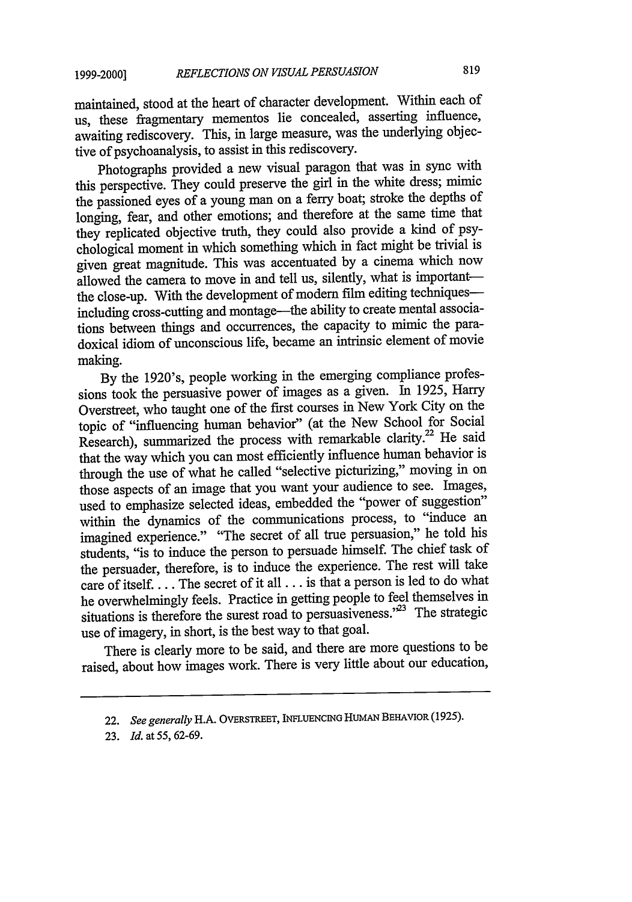maintained, stood at the heart of character development. Within each of us, these fragmentary mementos lie concealed, asserting influence, awaiting rediscovery. This, in large measure, was the underlying objective of psychoanalysis, to assist in this rediscovery.

Photographs provided a new visual paragon that was in sync with this perspective. They could preserve the girl in the white dress; mimic the passioned eyes of a young man on a ferry boat; stroke the depths of longing, fear, and other emotions; and therefore at the same time that they replicated objective truth, they could also provide a kind of psychological moment in which something which in fact might be trivial is given great magnitude. This was accentuated by a cinema which now allowed the camera to move in and tell us, silently, what is important—the close-up. With the development of modern film editing techniques—including cross-cutting and montage—the ability to create mental associations between things and occurrences, the capacity to mimic the paradoxical idiom of unconscious life, became an intrinsic element of movie making.

By the 1920's, people working in the emerging compliance professions took the persuasive power of images as a given. In 1925, Harry Overstreet, who taught one of the first courses in New York City on the topic of "influencing human behavior" (at the New School for Social Research), summarized the process with remarkable clarity.[22] He said that the way which you can most efficiently influence human behavior is through the use of what he called "selective picturizing," moving in on those aspects of an image that you want your audience to see. Images, used to emphasize selected ideas, embedded the "power of suggestion" within the dynamics of the communications process, to "induce an imagined experience." "The secret of all true persuasion," he told his students, "is to induce the person to persuade himself. The chief task of the persuader, therefore, is to induce the experience. The rest will take care of itself. . . . The secret of it all . . . is that a person is led to do what he overwhelmingly feels. Practice in getting people to feel themselves in situations is therefore the surest road to persuasiveness."[23] The strategic use of imagery, in short, is the best way to that goal.

There is clearly more to be said, and there are more questions to be raised, about how images work. There is very little about our education,

---

22. *See generally* H.A. OVERSTREET, INFLUENCING HUMAN BEHAVIOR (1925).

23. *Id.* at 55, 62-69.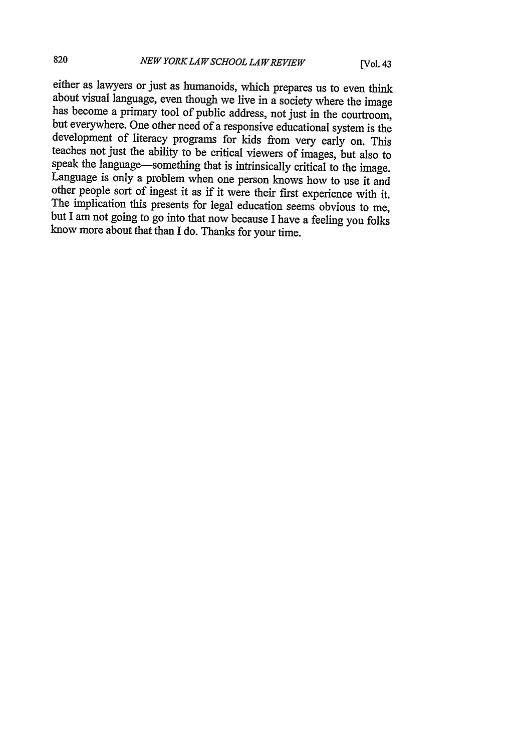either as lawyers or just as humanoids, which prepares us to even think about visual language, even though we live in a society where the image has become a primary tool of public address, not just in the courtroom, but everywhere. One other need of a responsive educational system is the development of literacy programs for kids from very early on. This teaches not just the ability to be critical viewers of images, but also to speak the language—something that is intrinsically critical to the image. Language is only a problem when one person knows how to use it and other people sort of ingest it as if it were their first experience with it. The implication this presents for legal education seems obvious to me, but I am not going to go into that now because I have a feeling you folks know more about that than I do. Thanks for your time.